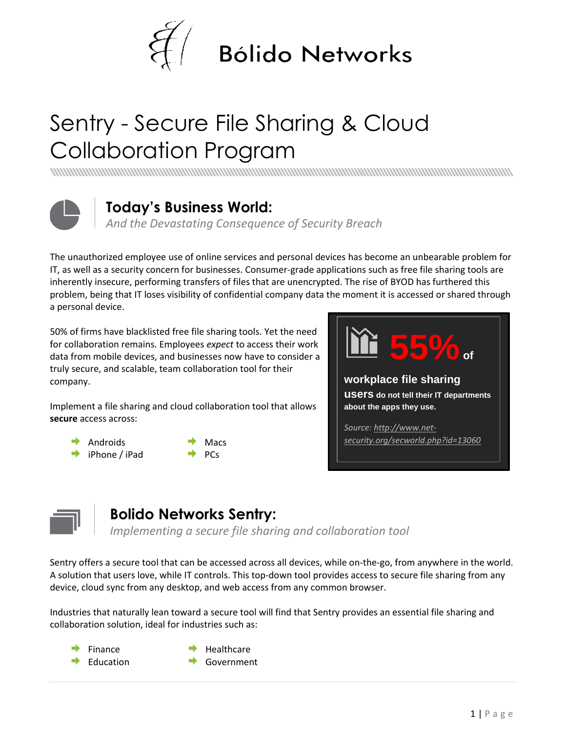Bólido Networks

# Sentry - Secure File Sharing & Cloud Collaboration Program

## Today's Business World:

*And the Devastating Consequence of Security Breach*

The unauthorized employee use of online services and personal devices has become an unbearable problem for IT, as well as a security concern for businesses. Consumer-grade applications such as free file sharing tools are inherently insecure, performing transfers of files that are unencrypted. The rise of BYOD has furthered this problem, being that IT loses visibility of confidential company data the moment it is accessed or shared through a personal device.

50% of firms have blacklisted free file sharing tools. Yet the need for collaboration remains. Employees *expect* to access their work data from mobile devices, and businesses now have to consider a truly secure, and scalable, team collaboration tool for their company.

Implement a file sharing and cloud collaboration tool that allows **secure** access across:

- Androids
- iPhone / iPad
- Macs
- PCs

**55%** of workplace file sharing users do not tell their IT departments about the apps they use.

*Source: http://www.net-security.org/secworld.php?id=13060*

## Bolido Networks Sentry:

*Implementing a secure file sharing and collaboration tool*

Sentry offers a secure tool that can be accessed across all devices, while on-the-go, from anywhere in the world. A solution that users love, while IT controls. This top-down tool provides access to secure file sharing from any device, cloud sync from any desktop, and web access from any common browser.

Industries that naturally lean toward a secure tool will find that Sentry provides an essential file sharing and collaboration solution, ideal for industries such as:

- Finance
- Education
- Healthcare
- Government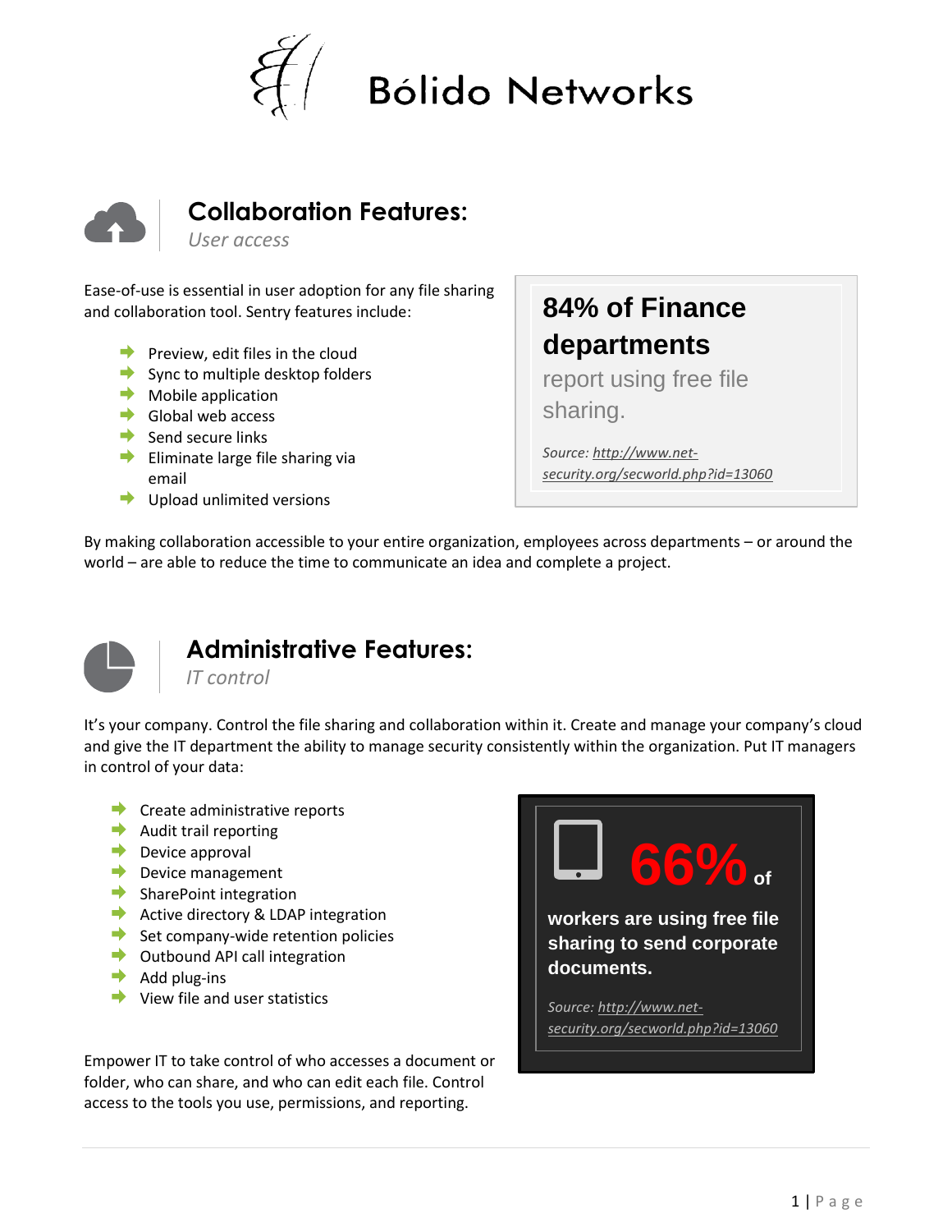# Bólido Networks

## Collaboration Features:

*User access*

Ease-of-use is essential in user adoption for any file sharing and collaboration tool. Sentry features include:

- Preview, edit files in the cloud
- Sync to multiple desktop folders
- Mobile application
- Global web access
- Send secure links
- Eliminate large file sharing via email
- Upload unlimited versions

> **84% of Finance departments** report using free file sharing.
>
> *Source: http://www.net-security.org/secworld.php?id=13060*

By making collaboration accessible to your entire organization, employees across departments – or around the world – are able to reduce the time to communicate an idea and complete a project.

## Administrative Features:

*IT control*

It's your company. Control the file sharing and collaboration within it. Create and manage your company's cloud and give the IT department the ability to manage security consistently within the organization. Put IT managers in control of your data:

- Create administrative reports
- Audit trail reporting
- Device approval
- Device management
- SharePoint integration
- Active directory & LDAP integration
- Set company-wide retention policies
- Outbound API call integration
- Add plug-ins
- View file and user statistics

> **66%** of
>
> **workers are using free file sharing to send corporate documents.**
>
> *Source: http://www.net-security.org/secworld.php?id=13060*

Empower IT to take control of who accesses a document or folder, who can share, and who can edit each file. Control access to the tools you use, permissions, and reporting.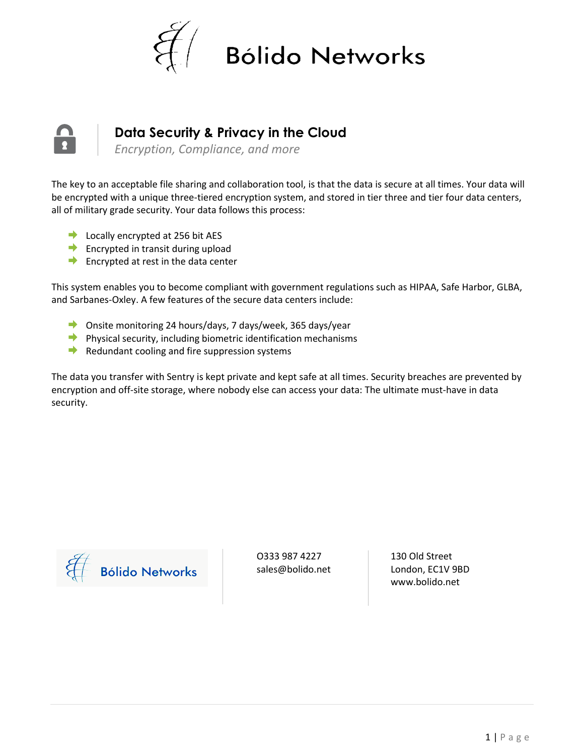# Bólido Networks

## Data Security & Privacy in the Cloud

*Encryption, Compliance, and more*

The key to an acceptable file sharing and collaboration tool, is that the data is secure at all times. Your data will be encrypted with a unique three-tiered encryption system, and stored in tier three and tier four data centers, all of military grade security. Your data follows this process:

- Locally encrypted at 256 bit AES
- Encrypted in transit during upload
- Encrypted at rest in the data center

This system enables you to become compliant with government regulations such as HIPAA, Safe Harbor, GLBA, and Sarbanes-Oxley. A few features of the secure data centers include:

- Onsite monitoring 24 hours/days, 7 days/week, 365 days/year
- Physical security, including biometric identification mechanisms
- Redundant cooling and fire suppression systems

The data you transfer with Sentry is kept private and kept safe at all times. Security breaches are prevented by encryption and off-site storage, where nobody else can access your data: The ultimate must-have in data security.

Bólido Networks

0333 987 4227
sales@bolido.net

130 Old Street
London, EC1V 9BD
www.bolido.net